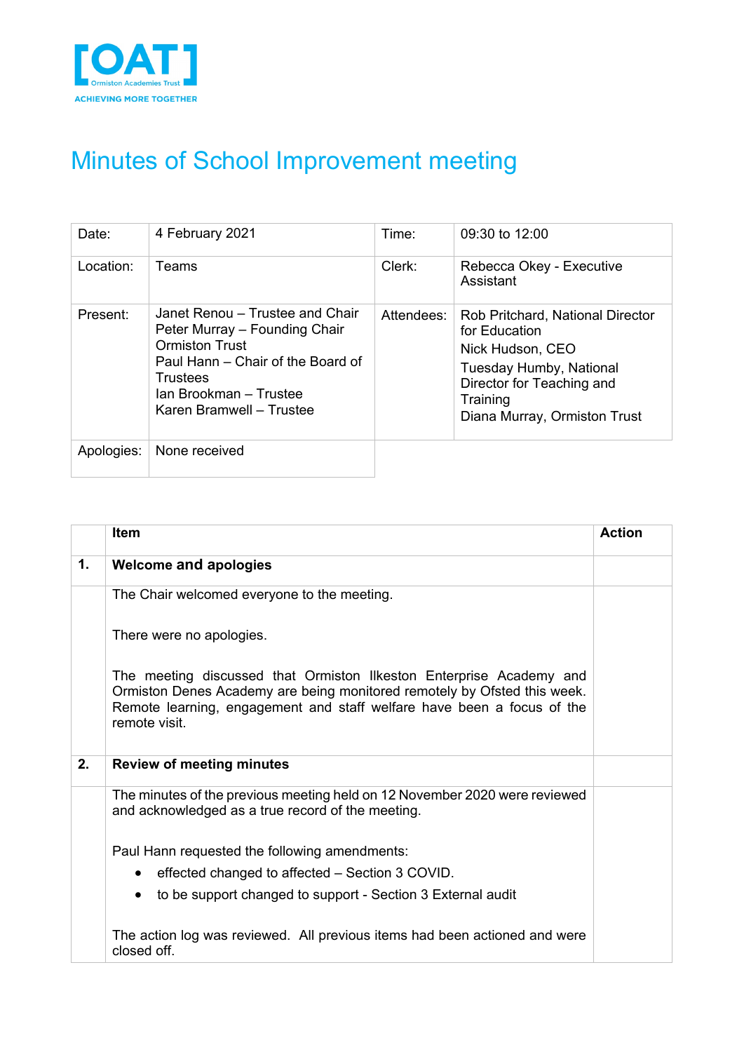[OAT]
Ormiston Academies Trust
ACHIEVING MORE TOGETHER

# Minutes of School Improvement meeting

| | | | |
|---|---|---|---|
| Date: | 4 February 2021 | Time: | 09:30 to 12:00 |
| Location: | Teams | Clerk: | Rebecca Okey - Executive Assistant |
| Present: | Janet Renou – Trustee and Chair<br>Peter Murray – Founding Chair Ormiston Trust<br>Paul Hann – Chair of the Board of Trustees<br>Ian Brookman – Trustee<br>Karen Bramwell – Trustee | Attendees: | Rob Pritchard, National Director for Education<br>Nick Hudson, CEO<br>Tuesday Humby, National Director for Teaching and Training<br>Diana Murray, Ormiston Trust |
| Apologies: | None received | | |

| | Item | Action |
|---|---|---|
| **1.** | **Welcome and apologies** | |
| | The Chair welcomed everyone to the meeting.<br><br>There were no apologies.<br><br>The meeting discussed that Ormiston Ilkeston Enterprise Academy and Ormiston Denes Academy are being monitored remotely by Ofsted this week. Remote learning, engagement and staff welfare have been a focus of the remote visit. | |
| **2.** | **Review of meeting minutes** | |
| | The minutes of the previous meeting held on 12 November 2020 were reviewed and acknowledged as a true record of the meeting.<br><br>Paul Hann requested the following amendments:<br>• effected changed to affected – Section 3 COVID.<br>• to be support changed to support - Section 3 External audit<br><br>The action log was reviewed. All previous items had been actioned and were closed off. | |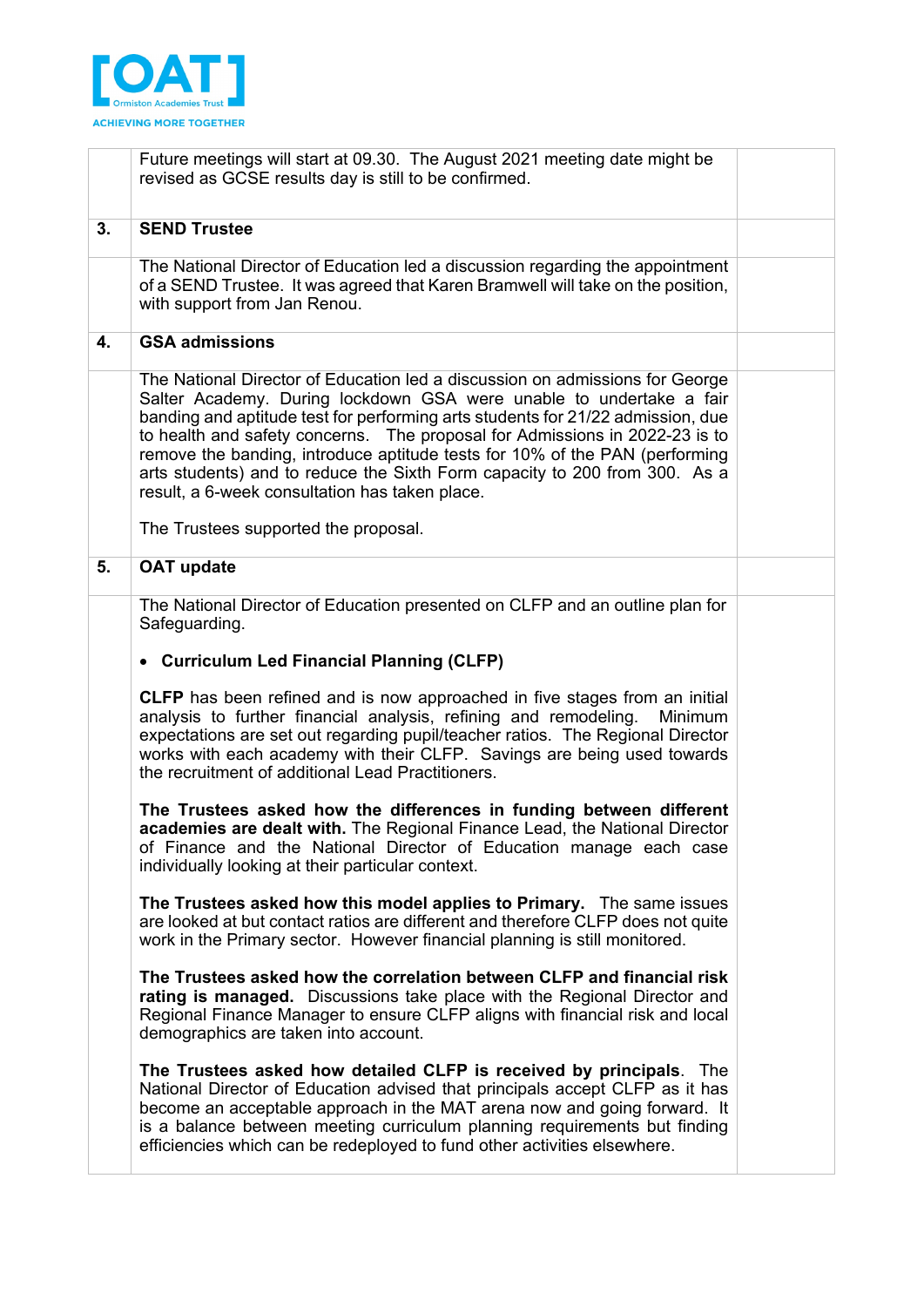| | | |
|---|---|---|
| | Future meetings will start at 09.30. The August 2021 meeting date might be revised as GCSE results day is still to be confirmed. | |
| **3.** | **SEND Trustee** | |
| | The National Director of Education led a discussion regarding the appointment of a SEND Trustee. It was agreed that Karen Bramwell will take on the position, with support from Jan Renou. | |
| **4.** | **GSA admissions** | |
| | The National Director of Education led a discussion on admissions for George Salter Academy. During lockdown GSA were unable to undertake a fair banding and aptitude test for performing arts students for 21/22 admission, due to health and safety concerns. The proposal for Admissions in 2022-23 is to remove the banding, introduce aptitude tests for 10% of the PAN (performing arts students) and to reduce the Sixth Form capacity to 200 from 300. As a result, a 6-week consultation has taken place.<br><br>The Trustees supported the proposal. | |
| **5.** | **OAT update** | |
| | The National Director of Education presented on CLFP and an outline plan for Safeguarding.<br><br>• **Curriculum Led Financial Planning (CLFP)**<br><br>**CLFP** has been refined and is now approached in five stages from an initial analysis to further financial analysis, refining and remodeling. Minimum expectations are set out regarding pupil/teacher ratios. The Regional Director works with each academy with their CLFP. Savings are being used towards the recruitment of additional Lead Practitioners.<br><br>**The Trustees asked how the differences in funding between different academies are dealt with.** The Regional Finance Lead, the National Director of Finance and the National Director of Education manage each case individually looking at their particular context.<br><br>**The Trustees asked how this model applies to Primary.** The same issues are looked at but contact ratios are different and therefore CLFP does not quite work in the Primary sector. However financial planning is still monitored.<br><br>**The Trustees asked how the correlation between CLFP and financial risk rating is managed.** Discussions take place with the Regional Director and Regional Finance Manager to ensure CLFP aligns with financial risk and local demographics are taken into account.<br><br>**The Trustees asked how detailed CLFP is received by principals**. The National Director of Education advised that principals accept CLFP as it has become an acceptable approach in the MAT arena now and going forward. It is a balance between meeting curriculum planning requirements but finding efficiencies which can be redeployed to fund other activities elsewhere. | |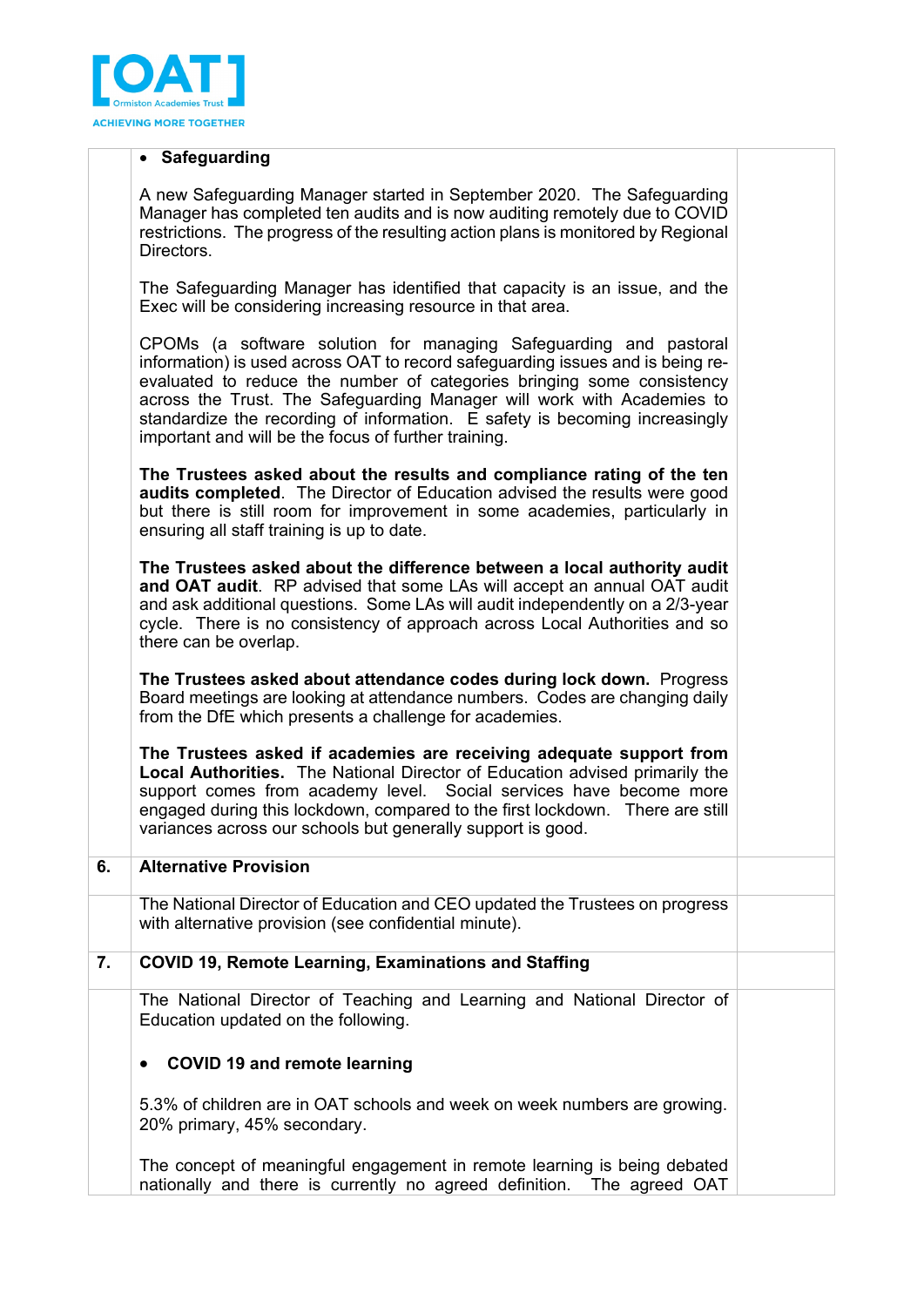- **Safeguarding**

A new Safeguarding Manager started in September 2020. The Safeguarding Manager has completed ten audits and is now auditing remotely due to COVID restrictions. The progress of the resulting action plans is monitored by Regional Directors.

The Safeguarding Manager has identified that capacity is an issue, and the Exec will be considering increasing resource in that area.

CPOMs (a software solution for managing Safeguarding and pastoral information) is used across OAT to record safeguarding issues and is being re-evaluated to reduce the number of categories bringing some consistency across the Trust. The Safeguarding Manager will work with Academies to standardize the recording of information. E safety is becoming increasingly important and will be the focus of further training.

**The Trustees asked about the results and compliance rating of the ten audits completed**. The Director of Education advised the results were good but there is still room for improvement in some academies, particularly in ensuring all staff training is up to date.

**The Trustees asked about the difference between a local authority audit and OAT audit**. RP advised that some LAs will accept an annual OAT audit and ask additional questions. Some LAs will audit independently on a 2/3-year cycle. There is no consistency of approach across Local Authorities and so there can be overlap.

**The Trustees asked about attendance codes during lock down.** Progress Board meetings are looking at attendance numbers. Codes are changing daily from the DfE which presents a challenge for academies.

**The Trustees asked if academies are receiving adequate support from Local Authorities.** The National Director of Education advised primarily the support comes from academy level. Social services have become more engaged during this lockdown, compared to the first lockdown. There are still variances across our schools but generally support is good.

## 6. Alternative Provision

The National Director of Education and CEO updated the Trustees on progress with alternative provision (see confidential minute).

## 7. COVID 19, Remote Learning, Examinations and Staffing

The National Director of Teaching and Learning and National Director of Education updated on the following.

- **COVID 19 and remote learning**

5.3% of children are in OAT schools and week on week numbers are growing. 20% primary, 45% secondary.

The concept of meaningful engagement in remote learning is being debated nationally and there is currently no agreed definition. The agreed OAT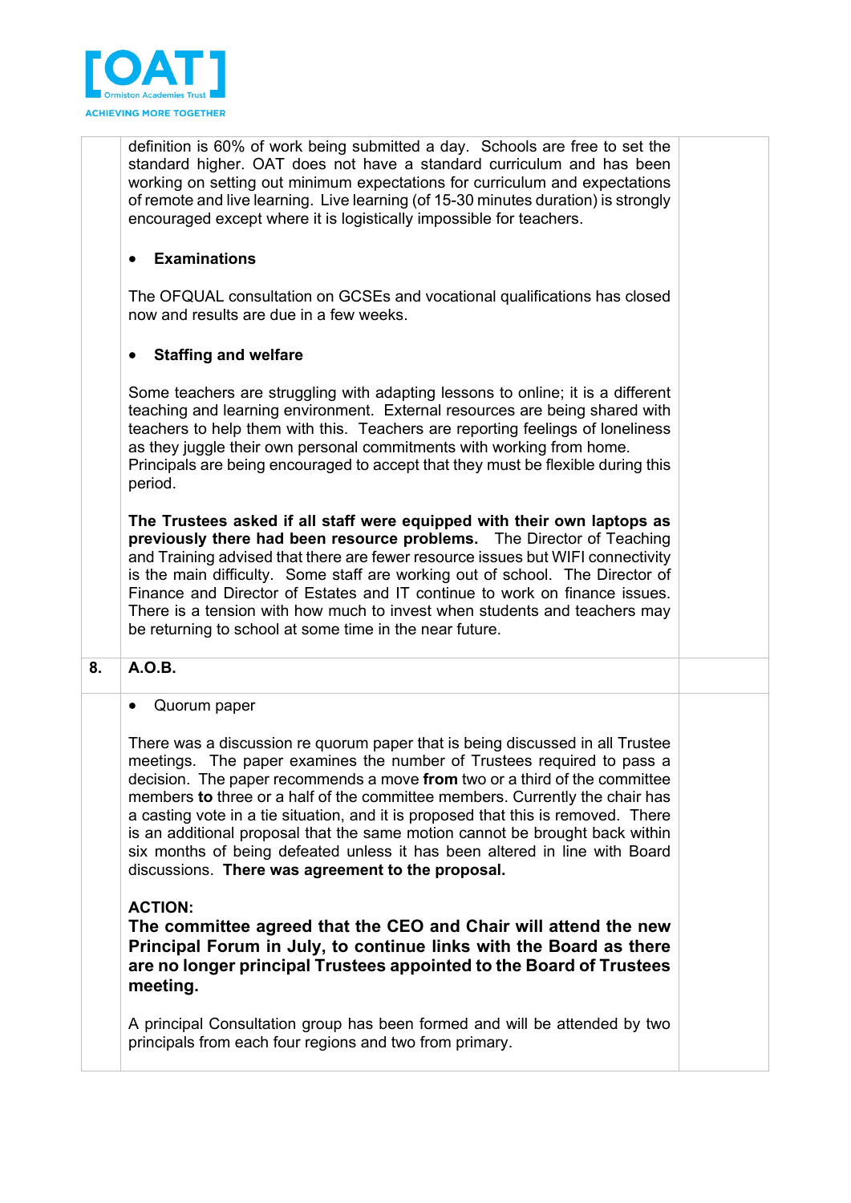| | | |
|---|---|---|
| | definition is 60% of work being submitted a day. Schools are free to set the standard higher. OAT does not have a standard curriculum and has been working on setting out minimum expectations for curriculum and expectations of remote and live learning. Live learning (of 15-30 minutes duration) is strongly encouraged except where it is logistically impossible for teachers.<br><br>• **Examinations**<br><br>The OFQUAL consultation on GCSEs and vocational qualifications has closed now and results are due in a few weeks.<br><br>• **Staffing and welfare**<br><br>Some teachers are struggling with adapting lessons to online; it is a different teaching and learning environment. External resources are being shared with teachers to help them with this. Teachers are reporting feelings of loneliness as they juggle their own personal commitments with working from home. Principals are being encouraged to accept that they must be flexible during this period.<br><br>**The Trustees asked if all staff were equipped with their own laptops as previously there had been resource problems.** The Director of Teaching and Training advised that there are fewer resource issues but WIFI connectivity is the main difficulty. Some staff are working out of school. The Director of Finance and Director of Estates and IT continue to work on finance issues. There is a tension with how much to invest when students and teachers may be returning to school at some time in the near future. | |
| **8.** | **A.O.B.** | |
| | • Quorum paper<br><br>There was a discussion re quorum paper that is being discussed in all Trustee meetings. The paper examines the number of Trustees required to pass a decision. The paper recommends a move **from** two or a third of the committee members **to** three or a half of the committee members. Currently the chair has a casting vote in a tie situation, and it is proposed that this is removed. There is an additional proposal that the same motion cannot be brought back within six months of being defeated unless it has been altered in line with Board discussions. **There was agreement to the proposal.**<br><br>**ACTION:**<br>**The committee agreed that the CEO and Chair will attend the new Principal Forum in July, to continue links with the Board as there are no longer principal Trustees appointed to the Board of Trustees meeting.**<br><br>A principal Consultation group has been formed and will be attended by two principals from each four regions and two from primary. | |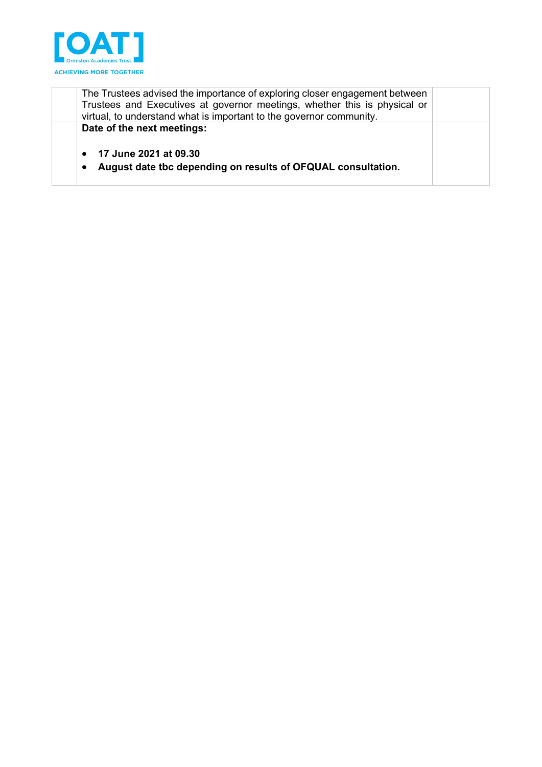| | | |
|---|---|---|
| | The Trustees advised the importance of exploring closer engagement between Trustees and Executives at governor meetings, whether this is physical or virtual, to understand what is important to the governor community. | |
| | **Date of the next meetings:**<br><br>• **17 June 2021 at 09.30**<br>• **August date tbc depending on results of OFQUAL consultation.** | |